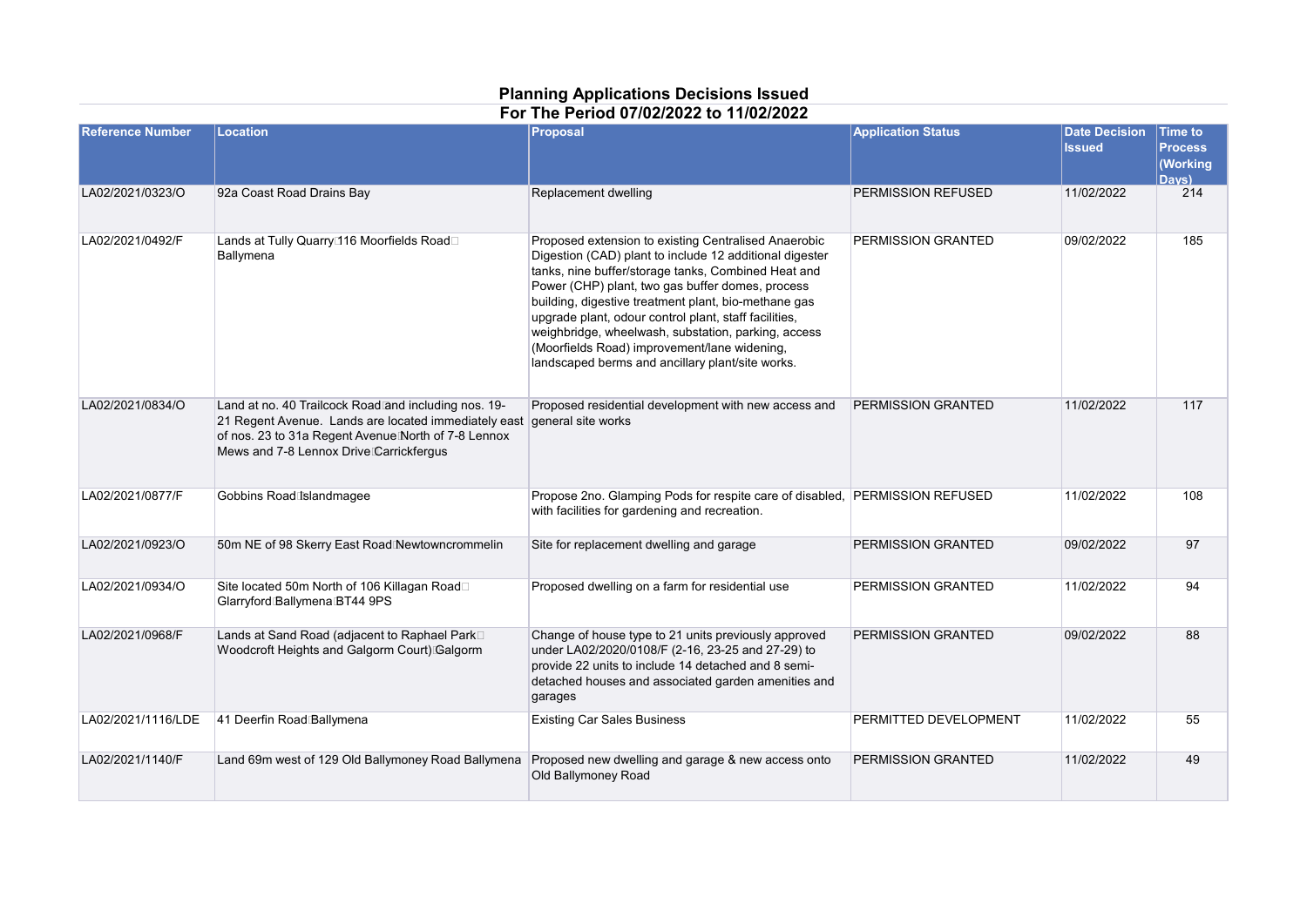# Planning Applications Decisions Issued

## For The Period 07/02/2022 to 11/02/2022

| Reference Number | Location | Proposal | Application Status | Date Decision Issued | Time to Process (Working Days) |
|---|---|---|---|---|---|
| LA02/2021/0323/O | 92a Coast Road Drains Bay | Replacement dwelling | PERMISSION REFUSED | 11/02/2022 | 214 |
| LA02/2021/0492/F | Lands at Tully Quarry 116 Moorfields Road Ballymena | Proposed extension to existing Centralised Anaerobic Digestion (CAD) plant to include 12 additional digester tanks, nine buffer/storage tanks, Combined Heat and Power (CHP) plant, two gas buffer domes, process building, digestive treatment plant, bio-methane gas upgrade plant, odour control plant, staff facilities, weighbridge, wheelwash, substation, parking, access (Moorfields Road) improvement/lane widening, landscaped berms and ancillary plant/site works. | PERMISSION GRANTED | 09/02/2022 | 185 |
| LA02/2021/0834/O | Land at no. 40 Trailcock Road and including nos. 19-21 Regent Avenue. Lands are located immediately east of nos. 23 to 31a Regent Avenue North of 7-8 Lennox Mews and 7-8 Lennox Drive Carrickfergus | Proposed residential development with new access and general site works | PERMISSION GRANTED | 11/02/2022 | 117 |
| LA02/2021/0877/F | Gobbins Road Islandmagee | Propose 2no. Glamping Pods for respite care of disabled, with facilities for gardening and recreation. | PERMISSION REFUSED | 11/02/2022 | 108 |
| LA02/2021/0923/O | 50m NE of 98 Skerry East Road Newtowncrommelin | Site for replacement dwelling and garage | PERMISSION GRANTED | 09/02/2022 | 97 |
| LA02/2021/0934/O | Site located 50m North of 106 Killagan Road Glarryford Ballymena BT44 9PS | Proposed dwelling on a farm for residential use | PERMISSION GRANTED | 11/02/2022 | 94 |
| LA02/2021/0968/F | Lands at Sand Road (adjacent to Raphael Park Woodcroft Heights and Galgorm Court) Galgorm | Change of house type to 21 units previously approved under LA02/2020/0108/F (2-16, 23-25 and 27-29) to provide 22 units to include 14 detached and 8 semi-detached houses and associated garden amenities and garages | PERMISSION GRANTED | 09/02/2022 | 88 |
| LA02/2021/1116/LDE | 41 Deerfin Road Ballymena | Existing Car Sales Business | PERMITTED DEVELOPMENT | 11/02/2022 | 55 |
| LA02/2021/1140/F | Land 69m west of 129 Old Ballymoney Road Ballymena | Proposed new dwelling and garage & new access onto Old Ballymoney Road | PERMISSION GRANTED | 11/02/2022 | 49 |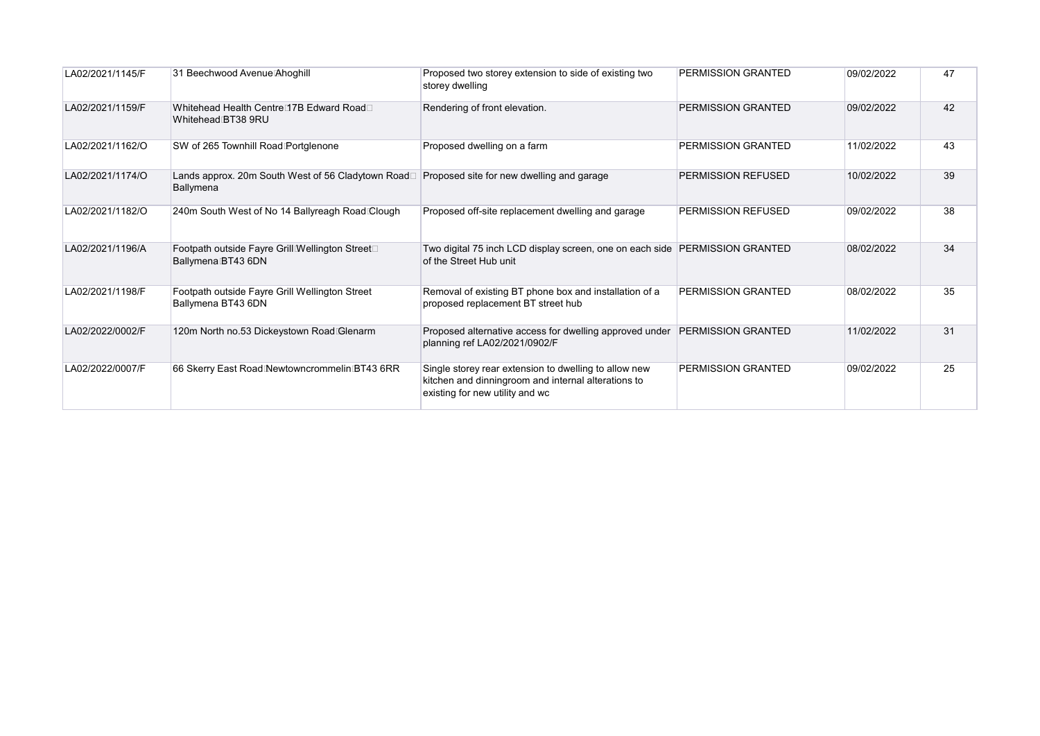| | | | | | |
|---|---|---|---|---|---|
| LA02/2021/1145/F | 31 Beechwood Avenue Ahoghill | Proposed two storey extension to side of existing two storey dwelling | PERMISSION GRANTED | 09/02/2022 | 47 |
| LA02/2021/1159/F | Whitehead Health Centre 17B Edward Road Whitehead BT38 9RU | Rendering of front elevation. | PERMISSION GRANTED | 09/02/2022 | 42 |
| LA02/2021/1162/O | SW of 265 Townhill Road Portglenone | Proposed dwelling on a farm | PERMISSION GRANTED | 11/02/2022 | 43 |
| LA02/2021/1174/O | Lands approx. 20m South West of 56 Cladytown Road Ballymena | Proposed site for new dwelling and garage | PERMISSION REFUSED | 10/02/2022 | 39 |
| LA02/2021/1182/O | 240m South West of No 14 Ballyreagh Road Clough | Proposed off-site replacement dwelling and garage | PERMISSION REFUSED | 09/02/2022 | 38 |
| LA02/2021/1196/A | Footpath outside Fayre Grill Wellington Street Ballymena BT43 6DN | Two digital 75 inch LCD display screen, one on each side of the Street Hub unit | PERMISSION GRANTED | 08/02/2022 | 34 |
| LA02/2021/1198/F | Footpath outside Fayre Grill Wellington Street Ballymena BT43 6DN | Removal of existing BT phone box and installation of a proposed replacement BT street hub | PERMISSION GRANTED | 08/02/2022 | 35 |
| LA02/2022/0002/F | 120m North no.53 Dickeystown Road Glenarm | Proposed alternative access for dwelling approved under planning ref LA02/2021/0902/F | PERMISSION GRANTED | 11/02/2022 | 31 |
| LA02/2022/0007/F | 66 Skerry East Road Newtowncrommelin BT43 6RR | Single storey rear extension to dwelling to allow new kitchen and dinningroom and internal alterations to existing for new utility and wc | PERMISSION GRANTED | 09/02/2022 | 25 |